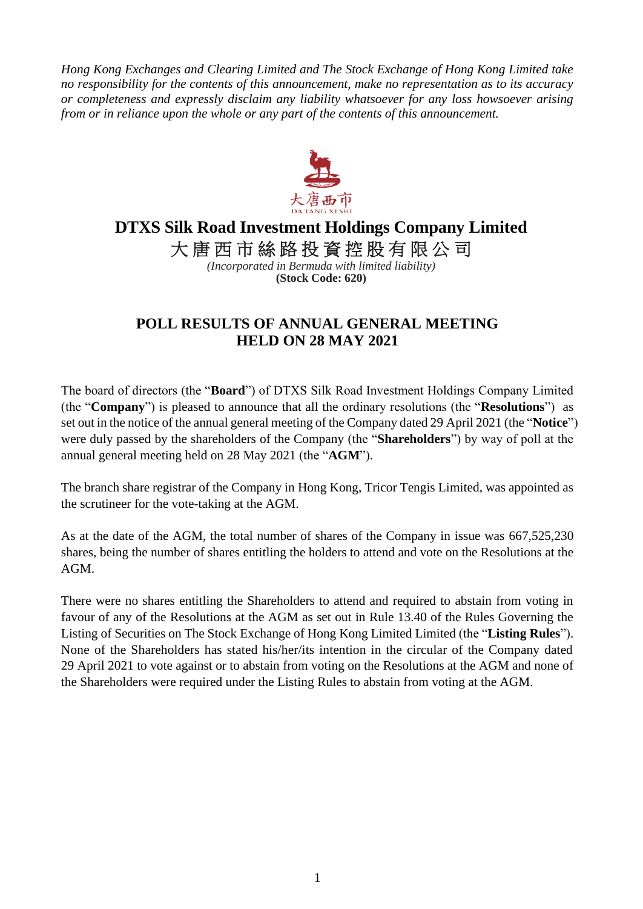*Hong Kong Exchanges and Clearing Limited and The Stock Exchange of Hong Kong Limited take no responsibility for the contents of this announcement, make no representation as to its accuracy or completeness and expressly disclaim any liability whatsoever for any loss howsoever arising from or in reliance upon the whole or any part of the contents of this announcement.*

大唐西市
DA TANG XI SHI

# DTXS Silk Road Investment Holdings Company Limited

# 大唐西市絲路投資控股有限公司

*(Incorporated in Bermuda with limited liability)*

**(Stock Code: 620)**

## POLL RESULTS OF ANNUAL GENERAL MEETING HELD ON 28 MAY 2021

The board of directors (the "**Board**") of DTXS Silk Road Investment Holdings Company Limited (the "**Company**") is pleased to announce that all the ordinary resolutions (the "**Resolutions**") as set out in the notice of the annual general meeting of the Company dated 29 April 2021 (the "**Notice**") were duly passed by the shareholders of the Company (the "**Shareholders**") by way of poll at the annual general meeting held on 28 May 2021 (the "**AGM**").

The branch share registrar of the Company in Hong Kong, Tricor Tengis Limited, was appointed as the scrutineer for the vote-taking at the AGM.

As at the date of the AGM, the total number of shares of the Company in issue was 667,525,230 shares, being the number of shares entitling the holders to attend and vote on the Resolutions at the AGM.

There were no shares entitling the Shareholders to attend and required to abstain from voting in favour of any of the Resolutions at the AGM as set out in Rule 13.40 of the Rules Governing the Listing of Securities on The Stock Exchange of Hong Kong Limited Limited (the "**Listing Rules**"). None of the Shareholders has stated his/her/its intention in the circular of the Company dated 29 April 2021 to vote against or to abstain from voting on the Resolutions at the AGM and none of the Shareholders were required under the Listing Rules to abstain from voting at the AGM.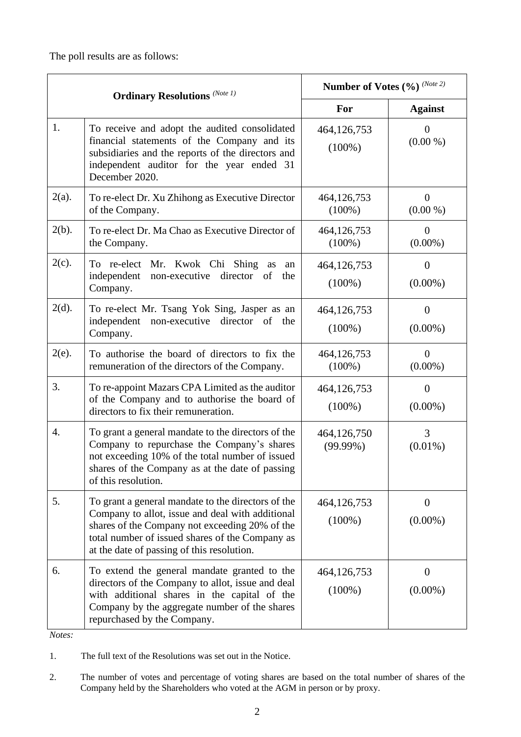The poll results are as follows:

| Ordinary Resolutions *(Note 1)* | | Number of Votes (%) *(Note 2)* | |
|---|---|---|---|
| | | **For** | **Against** |
| 1. | To receive and adopt the audited consolidated financial statements of the Company and its subsidiaries and the reports of the directors and independent auditor for the year ended 31 December 2020. | 464,126,753 (100%) | 0 (0.00 %) |
| 2(a). | To re-elect Dr. Xu Zhihong as Executive Director of the Company. | 464,126,753 (100%) | 0 (0.00 %) |
| 2(b). | To re-elect Dr. Ma Chao as Executive Director of the Company. | 464,126,753 (100%) | 0 (0.00%) |
| 2(c). | To re-elect Mr. Kwok Chi Shing as an independent non-executive director of the Company. | 464,126,753 (100%) | 0 (0.00%) |
| 2(d). | To re-elect Mr. Tsang Yok Sing, Jasper as an independent non-executive director of the Company. | 464,126,753 (100%) | 0 (0.00%) |
| 2(e). | To authorise the board of directors to fix the remuneration of the directors of the Company. | 464,126,753 (100%) | 0 (0.00%) |
| 3. | To re-appoint Mazars CPA Limited as the auditor of the Company and to authorise the board of directors to fix their remuneration. | 464,126,753 (100%) | 0 (0.00%) |
| 4. | To grant a general mandate to the directors of the Company to repurchase the Company's shares not exceeding 10% of the total number of issued shares of the Company as at the date of passing of this resolution. | 464,126,750 (99.99%) | 3 (0.01%) |
| 5. | To grant a general mandate to the directors of the Company to allot, issue and deal with additional shares of the Company not exceeding 20% of the total number of issued shares of the Company as at the date of passing of this resolution. | 464,126,753 (100%) | 0 (0.00%) |
| 6. | To extend the general mandate granted to the directors of the Company to allot, issue and deal with additional shares in the capital of the Company by the aggregate number of the shares repurchased by the Company. | 464,126,753 (100%) | 0 (0.00%) |

*Notes:*

1. The full text of the Resolutions was set out in the Notice.

2. The number of votes and percentage of voting shares are based on the total number of shares of the Company held by the Shareholders who voted at the AGM in person or by proxy.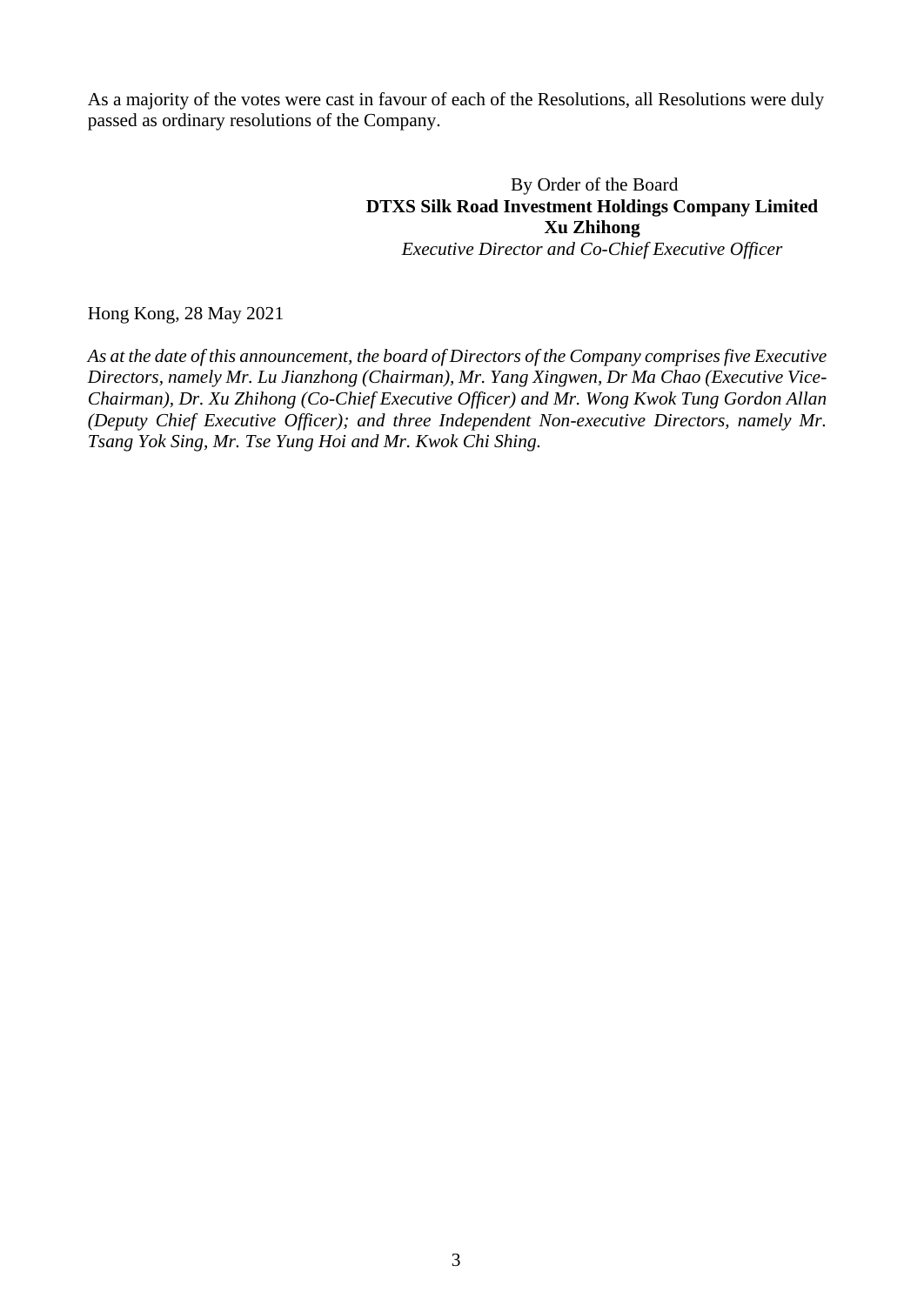As a majority of the votes were cast in favour of each of the Resolutions, all Resolutions were duly passed as ordinary resolutions of the Company.

By Order of the Board
**DTXS Silk Road Investment Holdings Company Limited**
**Xu Zhihong**
*Executive Director and Co-Chief Executive Officer*

Hong Kong, 28 May 2021

*As at the date of this announcement, the board of Directors of the Company comprises five Executive Directors, namely Mr. Lu Jianzhong (Chairman), Mr. Yang Xingwen, Dr Ma Chao (Executive Vice-Chairman), Dr. Xu Zhihong (Co-Chief Executive Officer) and Mr. Wong Kwok Tung Gordon Allan (Deputy Chief Executive Officer); and three Independent Non-executive Directors, namely Mr. Tsang Yok Sing, Mr. Tse Yung Hoi and Mr. Kwok Chi Shing.*